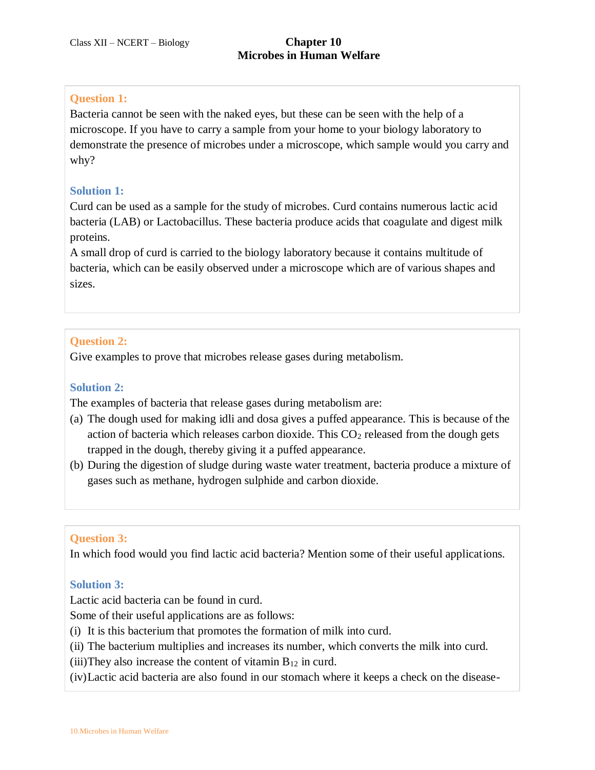Class XII – NCERT – Biology

# Chapter 10
# Microbes in Human Welfare

**Question 1:**
Bacteria cannot be seen with the naked eyes, but these can be seen with the help of a microscope. If you have to carry a sample from your home to your biology laboratory to demonstrate the presence of microbes under a microscope, which sample would you carry and why?

**Solution 1:**
Curd can be used as a sample for the study of microbes. Curd contains numerous lactic acid bacteria (LAB) or Lactobacillus. These bacteria produce acids that coagulate and digest milk proteins.
A small drop of curd is carried to the biology laboratory because it contains multitude of bacteria, which can be easily observed under a microscope which are of various shapes and sizes.

**Question 2:**
Give examples to prove that microbes release gases during metabolism.

**Solution 2:**
The examples of bacteria that release gases during metabolism are:
(a) The dough used for making idli and dosa gives a puffed appearance. This is because of the action of bacteria which releases carbon dioxide. This $CO_2$ released from the dough gets trapped in the dough, thereby giving it a puffed appearance.
(b) During the digestion of sludge during waste water treatment, bacteria produce a mixture of gases such as methane, hydrogen sulphide and carbon dioxide.

**Question 3:**
In which food would you find lactic acid bacteria? Mention some of their useful applications.

**Solution 3:**
Lactic acid bacteria can be found in curd.
Some of their useful applications are as follows:
(i) It is this bacterium that promotes the formation of milk into curd.
(ii) The bacterium multiplies and increases its number, which converts the milk into curd.
(iii) They also increase the content of vitamin $B_{12}$ in curd.
(iv) Lactic acid bacteria are also found in our stomach where it keeps a check on the disease-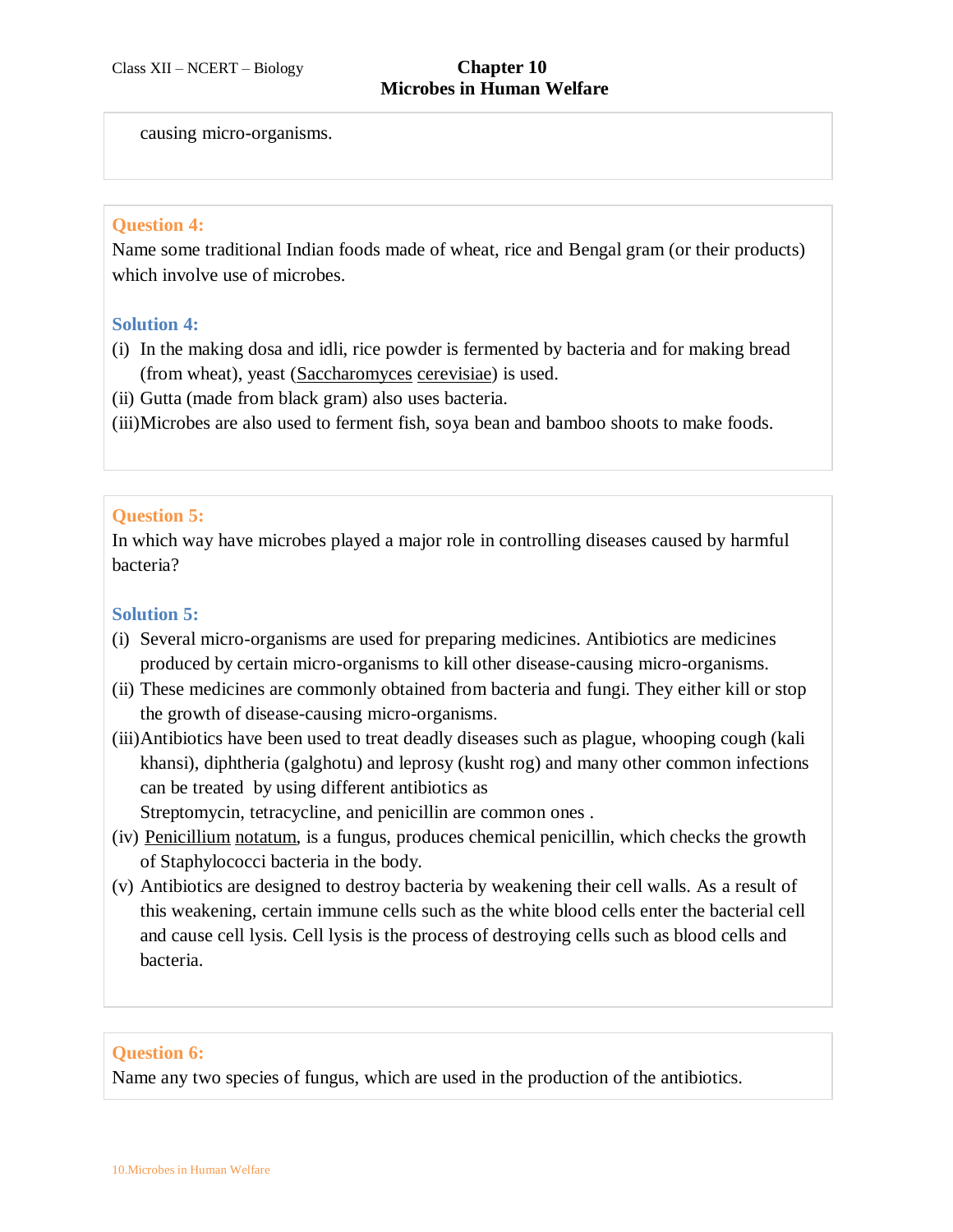causing micro-organisms.

**Question 4:**
Name some traditional Indian foods made of wheat, rice and Bengal gram (or their products) which involve use of microbes.

**Solution 4:**

(i) In the making dosa and idli, rice powder is fermented by bacteria and for making bread (from wheat), yeast (Saccharomyces cerevisiae) is used.

(ii) Gutta (made from black gram) also uses bacteria.

(iii) Microbes are also used to ferment fish, soya bean and bamboo shoots to make foods.

**Question 5:**
In which way have microbes played a major role in controlling diseases caused by harmful bacteria?

**Solution 5:**

(i) Several micro-organisms are used for preparing medicines. Antibiotics are medicines produced by certain micro-organisms to kill other disease-causing micro-organisms.

(ii) These medicines are commonly obtained from bacteria and fungi. They either kill or stop the growth of disease-causing micro-organisms.

(iii) Antibiotics have been used to treat deadly diseases such as plague, whooping cough (kali khansi), diphtheria (galghotu) and leprosy (kusht rog) and many other common infections can be treated by using different antibiotics as Streptomycin, tetracycline, and penicillin are common ones .

(iv) Penicillium notatum, is a fungus, produces chemical penicillin, which checks the growth of Staphylococci bacteria in the body.

(v) Antibiotics are designed to destroy bacteria by weakening their cell walls. As a result of this weakening, certain immune cells such as the white blood cells enter the bacterial cell and cause cell lysis. Cell lysis is the process of destroying cells such as blood cells and bacteria.

**Question 6:**
Name any two species of fungus, which are used in the production of the antibiotics.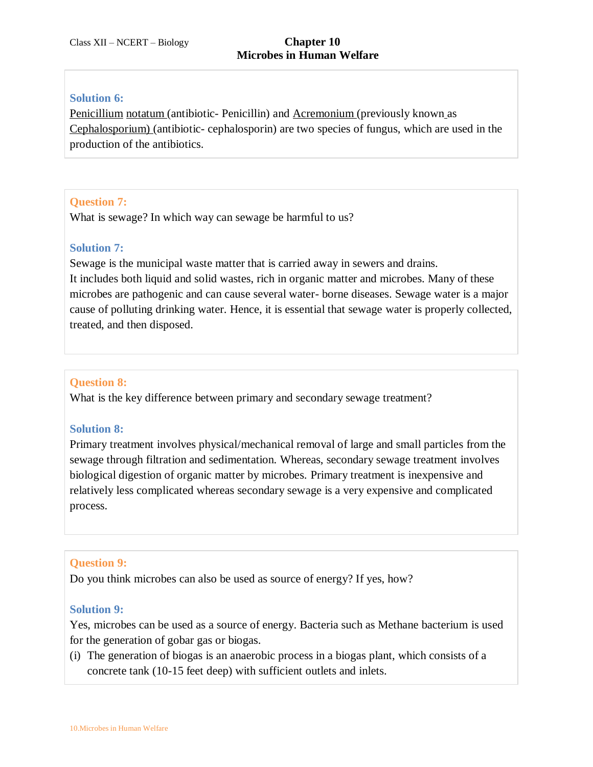**Solution 6:**

Penicillium notatum (antibiotic- Penicillin) and Acremonium (previously known as Cephalosporium) (antibiotic- cephalosporin) are two species of fungus, which are used in the production of the antibiotics.

**Question 7:**

What is sewage? In which way can sewage be harmful to us?

**Solution 7:**

Sewage is the municipal waste matter that is carried away in sewers and drains.
It includes both liquid and solid wastes, rich in organic matter and microbes. Many of these microbes are pathogenic and can cause several water- borne diseases. Sewage water is a major cause of polluting drinking water. Hence, it is essential that sewage water is properly collected, treated, and then disposed.

**Question 8:**

What is the key difference between primary and secondary sewage treatment?

**Solution 8:**

Primary treatment involves physical/mechanical removal of large and small particles from the sewage through filtration and sedimentation. Whereas, secondary sewage treatment involves biological digestion of organic matter by microbes. Primary treatment is inexpensive and relatively less complicated whereas secondary sewage is a very expensive and complicated process.

**Question 9:**

Do you think microbes can also be used as source of energy? If yes, how?

**Solution 9:**

Yes, microbes can be used as a source of energy. Bacteria such as Methane bacterium is used for the generation of gobar gas or biogas.

(i) The generation of biogas is an anaerobic process in a biogas plant, which consists of a concrete tank (10-15 feet deep) with sufficient outlets and inlets.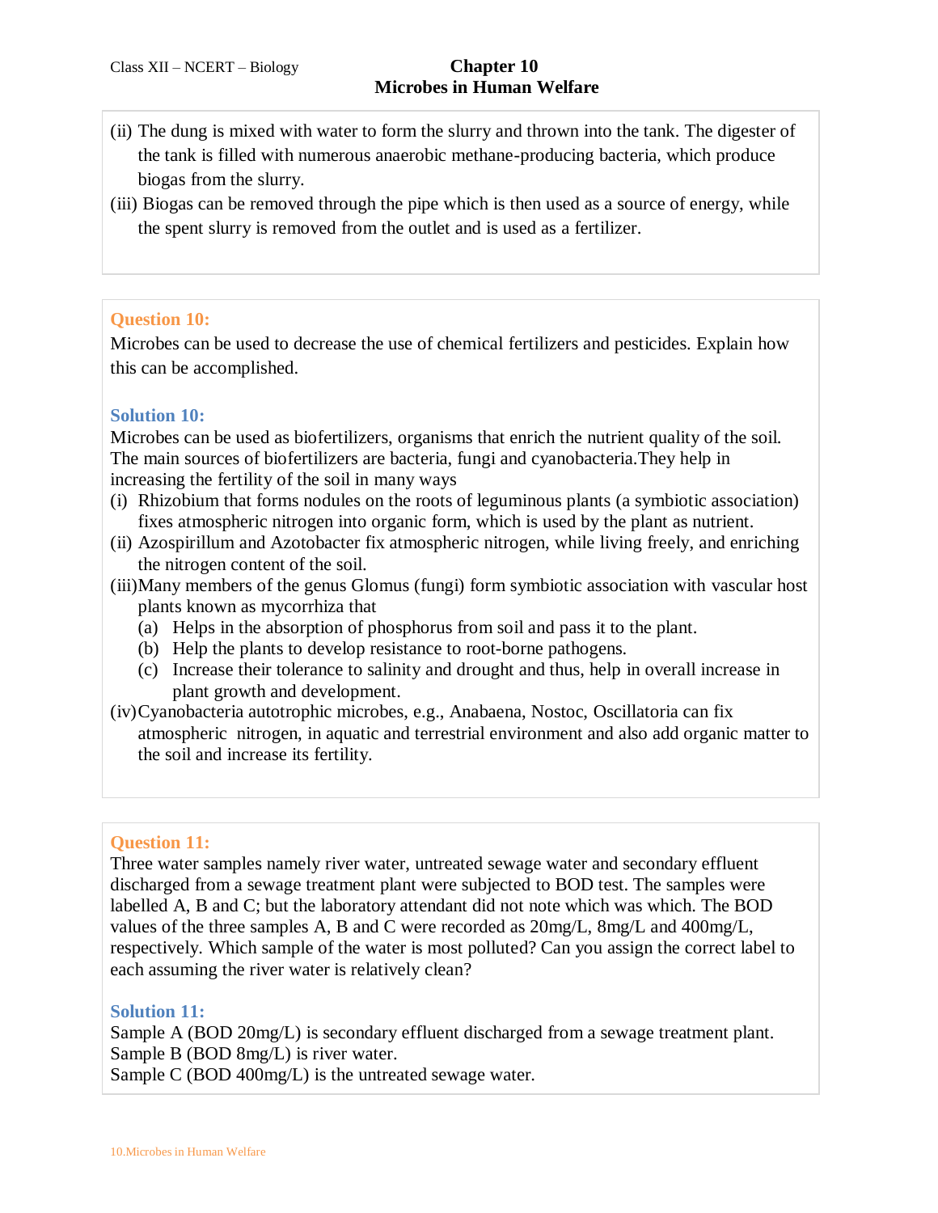(ii) The dung is mixed with water to form the slurry and thrown into the tank. The digester of the tank is filled with numerous anaerobic methane-producing bacteria, which produce biogas from the slurry.

(iii) Biogas can be removed through the pipe which is then used as a source of energy, while the spent slurry is removed from the outlet and is used as a fertilizer.

### Question 10:

Microbes can be used to decrease the use of chemical fertilizers and pesticides. Explain how this can be accomplished.

### Solution 10:

Microbes can be used as biofertilizers, organisms that enrich the nutrient quality of the soil. The main sources of biofertilizers are bacteria, fungi and cyanobacteria.They help in increasing the fertility of the soil in many ways

(i) Rhizobium that forms nodules on the roots of leguminous plants (a symbiotic association) fixes atmospheric nitrogen into organic form, which is used by the plant as nutrient.

(ii) Azospirillum and Azotobacter fix atmospheric nitrogen, while living freely, and enriching the nitrogen content of the soil.

(iii) Many members of the genus Glomus (fungi) form symbiotic association with vascular host plants known as mycorrhiza that

- (a) Helps in the absorption of phosphorus from soil and pass it to the plant.
- (b) Help the plants to develop resistance to root-borne pathogens.
- (c) Increase their tolerance to salinity and drought and thus, help in overall increase in plant growth and development.

(iv) Cyanobacteria autotrophic microbes, e.g., Anabaena, Nostoc, Oscillatoria can fix atmospheric nitrogen, in aquatic and terrestrial environment and also add organic matter to the soil and increase its fertility.

### Question 11:

Three water samples namely river water, untreated sewage water and secondary effluent discharged from a sewage treatment plant were subjected to BOD test. The samples were labelled A, B and C; but the laboratory attendant did not note which was which. The BOD values of the three samples A, B and C were recorded as 20mg/L, 8mg/L and 400mg/L, respectively. Which sample of the water is most polluted? Can you assign the correct label to each assuming the river water is relatively clean?

### Solution 11:

Sample A (BOD 20mg/L) is secondary effluent discharged from a sewage treatment plant.
Sample B (BOD 8mg/L) is river water.
Sample C (BOD 400mg/L) is the untreated sewage water.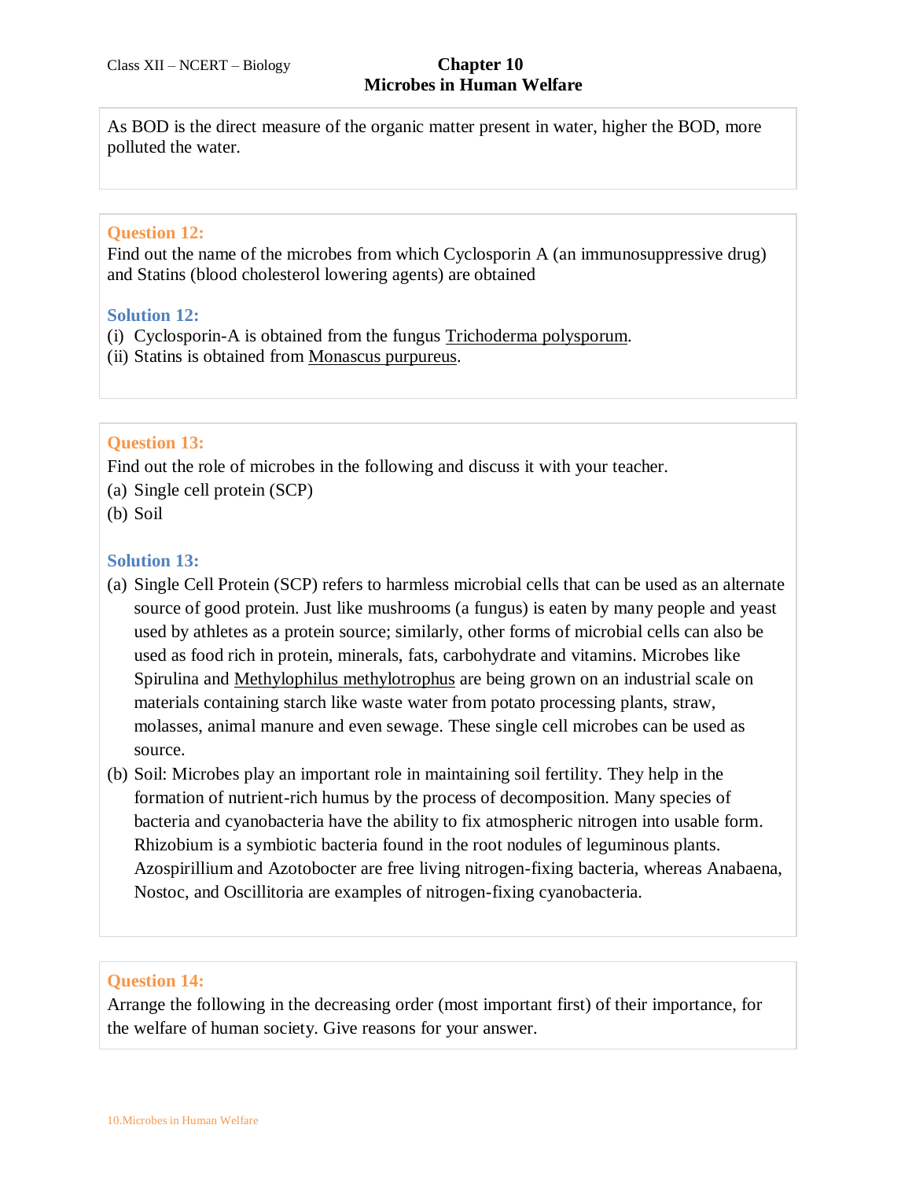As BOD is the direct measure of the organic matter present in water, higher the BOD, more polluted the water.

**Question 12:**

Find out the name of the microbes from which Cyclosporin A (an immunosuppressive drug) and Statins (blood cholesterol lowering agents) are obtained

**Solution 12:**

(i) Cyclosporin-A is obtained from the fungus Trichoderma polysporum.

(ii) Statins is obtained from Monascus purpureus.

**Question 13:**

Find out the role of microbes in the following and discuss it with your teacher.

(a) Single cell protein (SCP)

(b) Soil

**Solution 13:**

(a) Single Cell Protein (SCP) refers to harmless microbial cells that can be used as an alternate source of good protein. Just like mushrooms (a fungus) is eaten by many people and yeast used by athletes as a protein source; similarly, other forms of microbial cells can also be used as food rich in protein, minerals, fats, carbohydrate and vitamins. Microbes like Spirulina and Methylophilus methylotrophus are being grown on an industrial scale on materials containing starch like waste water from potato processing plants, straw, molasses, animal manure and even sewage. These single cell microbes can be used as source.

(b) Soil: Microbes play an important role in maintaining soil fertility. They help in the formation of nutrient-rich humus by the process of decomposition. Many species of bacteria and cyanobacteria have the ability to fix atmospheric nitrogen into usable form. Rhizobium is a symbiotic bacteria found in the root nodules of leguminous plants. Azospirillium and Azotobocter are free living nitrogen-fixing bacteria, whereas Anabaena, Nostoc, and Oscillitoria are examples of nitrogen-fixing cyanobacteria.

**Question 14:**

Arrange the following in the decreasing order (most important first) of their importance, for the welfare of human society. Give reasons for your answer.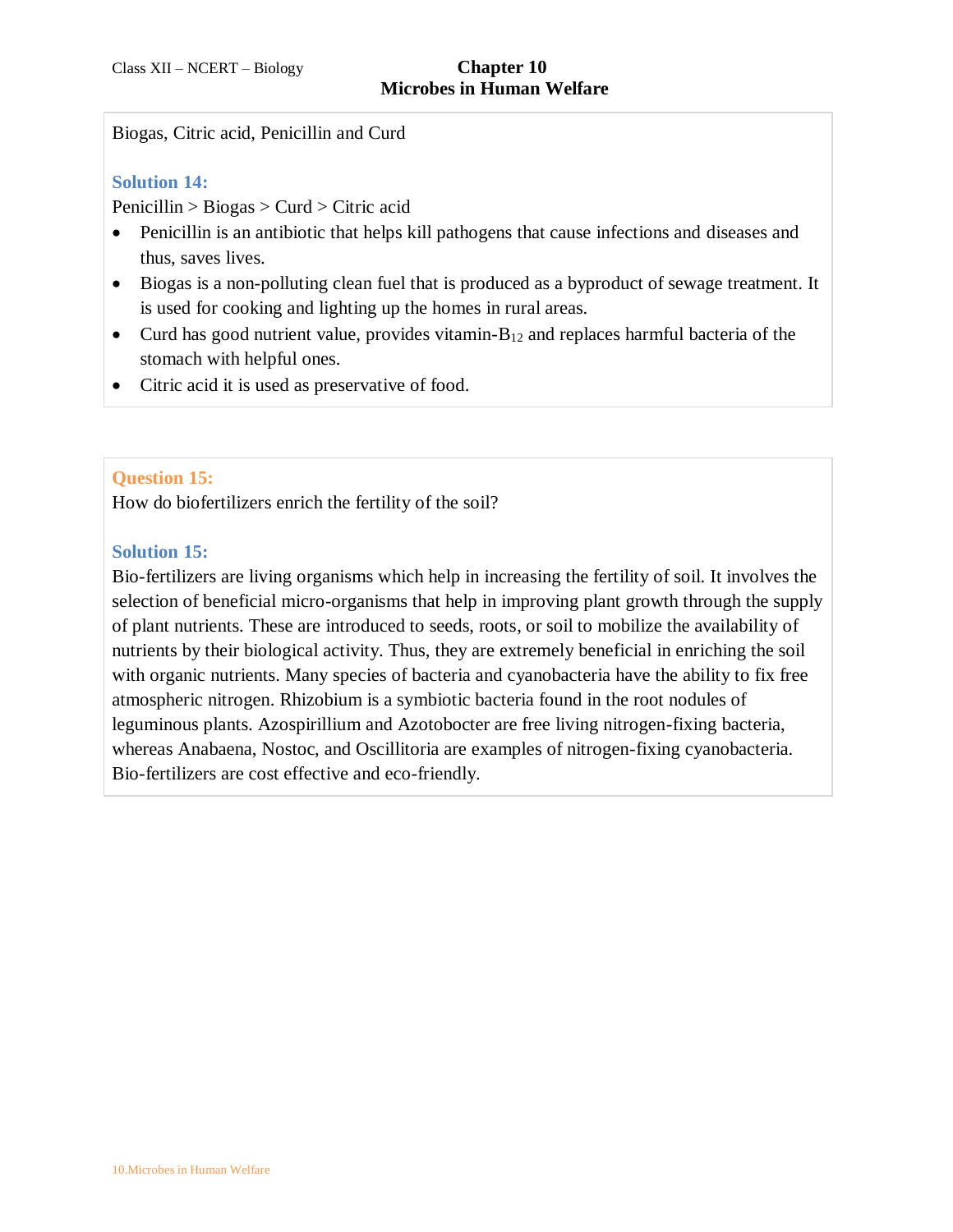Biogas, Citric acid, Penicillin and Curd

### Solution 14:

Penicillin > Biogas > Curd > Citric acid

- Penicillin is an antibiotic that helps kill pathogens that cause infections and diseases and thus, saves lives.
- Biogas is a non-polluting clean fuel that is produced as a byproduct of sewage treatment. It is used for cooking and lighting up the homes in rural areas.
- Curd has good nutrient value, provides vitamin-$B_{12}$ and replaces harmful bacteria of the stomach with helpful ones.
- Citric acid it is used as preservative of food.

### Question 15:

How do biofertilizers enrich the fertility of the soil?

### Solution 15:

Bio-fertilizers are living organisms which help in increasing the fertility of soil. It involves the selection of beneficial micro-organisms that help in improving plant growth through the supply of plant nutrients. These are introduced to seeds, roots, or soil to mobilize the availability of nutrients by their biological activity. Thus, they are extremely beneficial in enriching the soil with organic nutrients. Many species of bacteria and cyanobacteria have the ability to fix free atmospheric nitrogen. Rhizobium is a symbiotic bacteria found in the root nodules of leguminous plants. Azospirillium and Azotobocter are free living nitrogen-fixing bacteria, whereas Anabaena, Nostoc, and Oscillitoria are examples of nitrogen-fixing cyanobacteria. Bio-fertilizers are cost effective and eco-friendly.